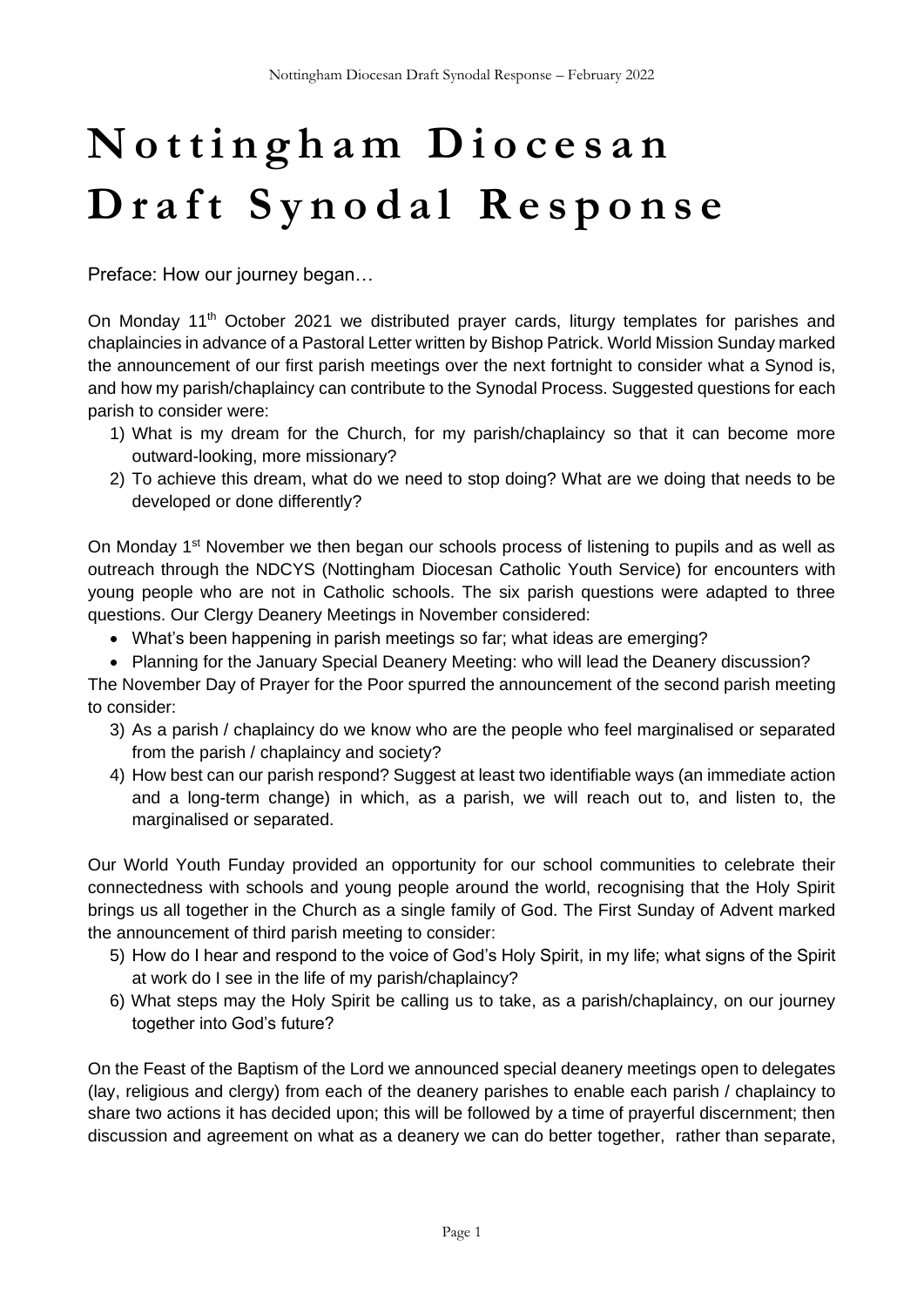# Nottingham Diocesan Draft Synodal Response

Preface: How our journey began…

On Monday 11th October 2021 we distributed prayer cards, liturgy templates for parishes and chaplaincies in advance of a Pastoral Letter written by Bishop Patrick. World Mission Sunday marked the announcement of our first parish meetings over the next fortnight to consider what a Synod is, and how my parish/chaplaincy can contribute to the Synodal Process. Suggested questions for each parish to consider were:

1) What is my dream for the Church, for my parish/chaplaincy so that it can become more outward-looking, more missionary?
2) To achieve this dream, what do we need to stop doing? What are we doing that needs to be developed or done differently?

On Monday 1st November we then began our schools process of listening to pupils and as well as outreach through the NDCYS (Nottingham Diocesan Catholic Youth Service) for encounters with young people who are not in Catholic schools. The six parish questions were adapted to three questions. Our Clergy Deanery Meetings in November considered:

- What's been happening in parish meetings so far; what ideas are emerging?
- Planning for the January Special Deanery Meeting: who will lead the Deanery discussion?

The November Day of Prayer for the Poor spurred the announcement of the second parish meeting to consider:

3) As a parish / chaplaincy do we know who are the people who feel marginalised or separated from the parish / chaplaincy and society?
4) How best can our parish respond? Suggest at least two identifiable ways (an immediate action and a long-term change) in which, as a parish, we will reach out to, and listen to, the marginalised or separated.

Our World Youth Funday provided an opportunity for our school communities to celebrate their connectedness with schools and young people around the world, recognising that the Holy Spirit brings us all together in the Church as a single family of God. The First Sunday of Advent marked the announcement of third parish meeting to consider:

5) How do I hear and respond to the voice of God's Holy Spirit, in my life; what signs of the Spirit at work do I see in the life of my parish/chaplaincy?
6) What steps may the Holy Spirit be calling us to take, as a parish/chaplaincy, on our journey together into God's future?

On the Feast of the Baptism of the Lord we announced special deanery meetings open to delegates (lay, religious and clergy) from each of the deanery parishes to enable each parish / chaplaincy to share two actions it has decided upon; this will be followed by a time of prayerful discernment; then discussion and agreement on what as a deanery we can do better together, rather than separate,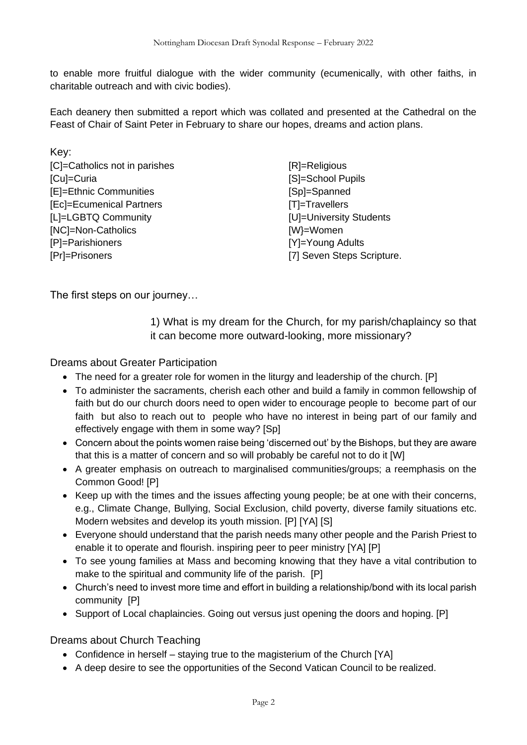to enable more fruitful dialogue with the wider community (ecumenically, with other faiths, in charitable outreach and with civic bodies).

Each deanery then submitted a report which was collated and presented at the Cathedral on the Feast of Chair of Saint Peter in February to share our hopes, dreams and action plans.

Key:

[C]=Catholics not in parishes
[Cu]=Curia
[E]=Ethnic Communities
[Ec]=Ecumenical Partners
[L]=LGBTQ Community
[NC]=Non-Catholics
[P]=Parishioners
[Pr]=Prisoners
[R]=Religious
[S]=School Pupils
[Sp]=Spanned
[T]=Travellers
[U]=University Students
[W}=Women
[Y]=Young Adults
[7] Seven Steps Scripture.

The first steps on our journey…

1) What is my dream for the Church, for my parish/chaplaincy so that it can become more outward-looking, more missionary?

## Dreams about Greater Participation

- The need for a greater role for women in the liturgy and leadership of the church. [P]
- To administer the sacraments, cherish each other and build a family in common fellowship of faith but do our church doors need to open wider to encourage people to become part of our faith but also to reach out to people who have no interest in being part of our family and effectively engage with them in some way? [Sp]
- Concern about the points women raise being 'discerned out' by the Bishops, but they are aware that this is a matter of concern and so will probably be careful not to do it [W]
- A greater emphasis on outreach to marginalised communities/groups; a reemphasis on the Common Good! [P]
- Keep up with the times and the issues affecting young people; be at one with their concerns, e.g., Climate Change, Bullying, Social Exclusion, child poverty, diverse family situations etc. Modern websites and develop its youth mission. [P] [YA] [S]
- Everyone should understand that the parish needs many other people and the Parish Priest to enable it to operate and flourish. inspiring peer to peer ministry [YA] [P]
- To see young families at Mass and becoming knowing that they have a vital contribution to make to the spiritual and community life of the parish. [P]
- Church's need to invest more time and effort in building a relationship/bond with its local parish community [P]
- Support of Local chaplaincies. Going out versus just opening the doors and hoping. [P]

## Dreams about Church Teaching

- Confidence in herself – staying true to the magisterium of the Church [YA]
- A deep desire to see the opportunities of the Second Vatican Council to be realized.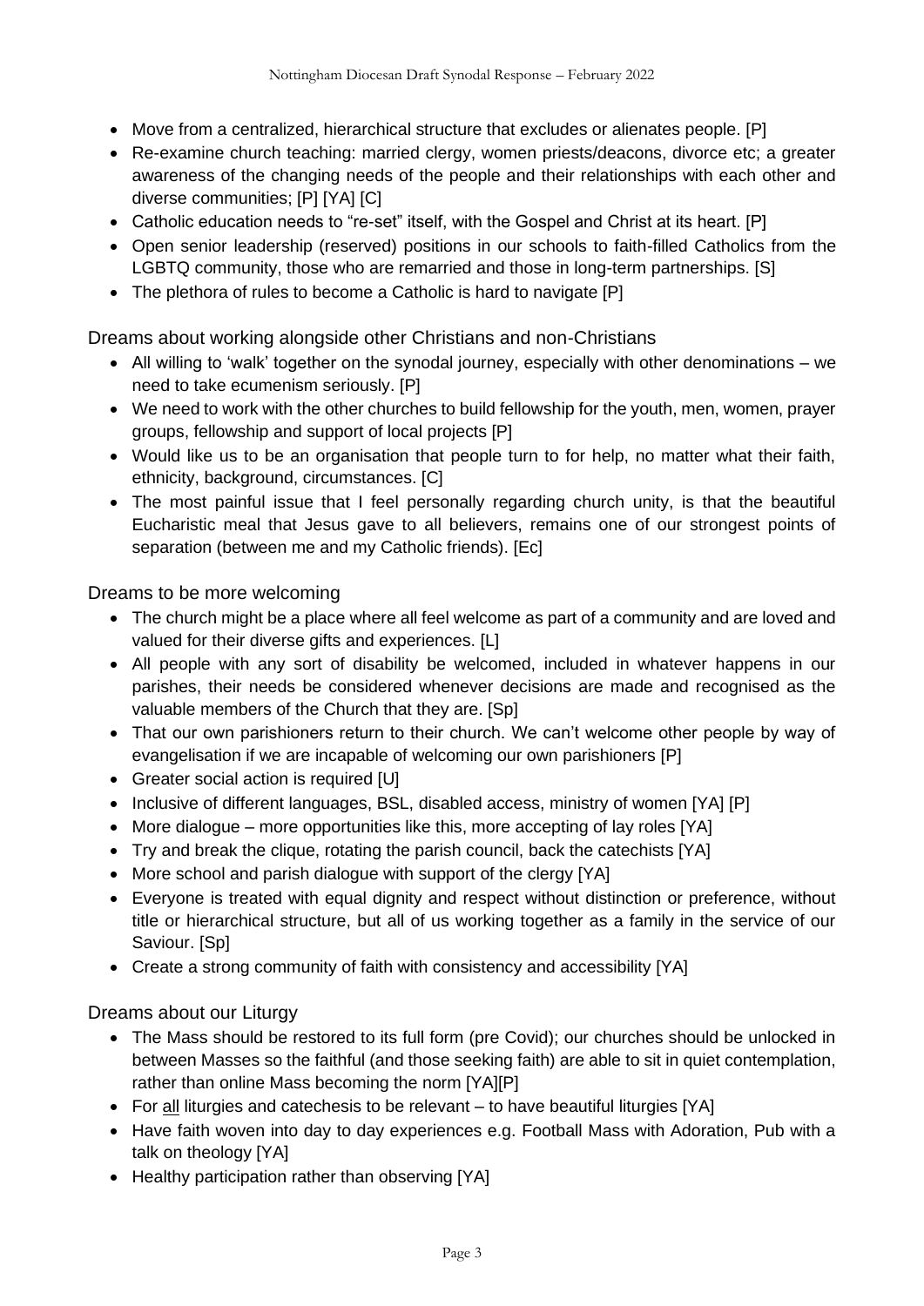- Move from a centralized, hierarchical structure that excludes or alienates people. [P]
- Re-examine church teaching: married clergy, women priests/deacons, divorce etc; a greater awareness of the changing needs of the people and their relationships with each other and diverse communities; [P] [YA] [C]
- Catholic education needs to "re-set" itself, with the Gospel and Christ at its heart. [P]
- Open senior leadership (reserved) positions in our schools to faith-filled Catholics from the LGBTQ community, those who are remarried and those in long-term partnerships. [S]
- The plethora of rules to become a Catholic is hard to navigate [P]

## Dreams about working alongside other Christians and non-Christians

- All willing to 'walk' together on the synodal journey, especially with other denominations – we need to take ecumenism seriously. [P]
- We need to work with the other churches to build fellowship for the youth, men, women, prayer groups, fellowship and support of local projects [P]
- Would like us to be an organisation that people turn to for help, no matter what their faith, ethnicity, background, circumstances. [C]
- The most painful issue that I feel personally regarding church unity, is that the beautiful Eucharistic meal that Jesus gave to all believers, remains one of our strongest points of separation (between me and my Catholic friends). [Ec]

## Dreams to be more welcoming

- The church might be a place where all feel welcome as part of a community and are loved and valued for their diverse gifts and experiences. [L]
- All people with any sort of disability be welcomed, included in whatever happens in our parishes, their needs be considered whenever decisions are made and recognised as the valuable members of the Church that they are. [Sp]
- That our own parishioners return to their church. We can't welcome other people by way of evangelisation if we are incapable of welcoming our own parishioners [P]
- Greater social action is required [U]
- Inclusive of different languages, BSL, disabled access, ministry of women [YA] [P]
- More dialogue – more opportunities like this, more accepting of lay roles [YA]
- Try and break the clique, rotating the parish council, back the catechists [YA]
- More school and parish dialogue with support of the clergy [YA]
- Everyone is treated with equal dignity and respect without distinction or preference, without title or hierarchical structure, but all of us working together as a family in the service of our Saviour. [Sp]
- Create a strong community of faith with consistency and accessibility [YA]

## Dreams about our Liturgy

- The Mass should be restored to its full form (pre Covid); our churches should be unlocked in between Masses so the faithful (and those seeking faith) are able to sit in quiet contemplation, rather than online Mass becoming the norm [YA][P]
- For all liturgies and catechesis to be relevant – to have beautiful liturgies [YA]
- Have faith woven into day to day experiences e.g. Football Mass with Adoration, Pub with a talk on theology [YA]
- Healthy participation rather than observing [YA]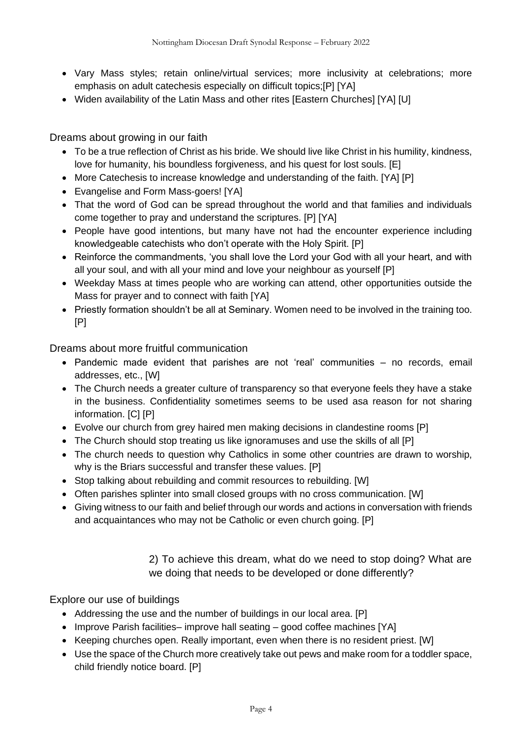- Vary Mass styles; retain online/virtual services; more inclusivity at celebrations; more emphasis on adult catechesis especially on difficult topics;[P] [YA]
- Widen availability of the Latin Mass and other rites [Eastern Churches] [YA] [U]

## Dreams about growing in our faith

- To be a true reflection of Christ as his bride. We should live like Christ in his humility, kindness, love for humanity, his boundless forgiveness, and his quest for lost souls. [E]
- More Catechesis to increase knowledge and understanding of the faith. [YA] [P]
- Evangelise and Form Mass-goers! [YA]
- That the word of God can be spread throughout the world and that families and individuals come together to pray and understand the scriptures. [P] [YA]
- People have good intentions, but many have not had the encounter experience including knowledgeable catechists who don't operate with the Holy Spirit. [P]
- Reinforce the commandments, 'you shall love the Lord your God with all your heart, and with all your soul, and with all your mind and love your neighbour as yourself [P]
- Weekday Mass at times people who are working can attend, other opportunities outside the Mass for prayer and to connect with faith [YA]
- Priestly formation shouldn't be all at Seminary. Women need to be involved in the training too. [P]

## Dreams about more fruitful communication

- Pandemic made evident that parishes are not 'real' communities – no records, email addresses, etc., [W]
- The Church needs a greater culture of transparency so that everyone feels they have a stake in the business. Confidentiality sometimes seems to be used asa reason for not sharing information. [C] [P]
- Evolve our church from grey haired men making decisions in clandestine rooms [P]
- The Church should stop treating us like ignoramuses and use the skills of all [P]
- The church needs to question why Catholics in some other countries are drawn to worship, why is the Briars successful and transfer these values. [P]
- Stop talking about rebuilding and commit resources to rebuilding. [W]
- Often parishes splinter into small closed groups with no cross communication. [W]
- Giving witness to our faith and belief through our words and actions in conversation with friends and acquaintances who may not be Catholic or even church going. [P]

### 2) To achieve this dream, what do we need to stop doing? What are we doing that needs to be developed or done differently?

## Explore our use of buildings

- Addressing the use and the number of buildings in our local area. [P]
- Improve Parish facilities– improve hall seating – good coffee machines [YA]
- Keeping churches open. Really important, even when there is no resident priest. [W]
- Use the space of the Church more creatively take out pews and make room for a toddler space, child friendly notice board. [P]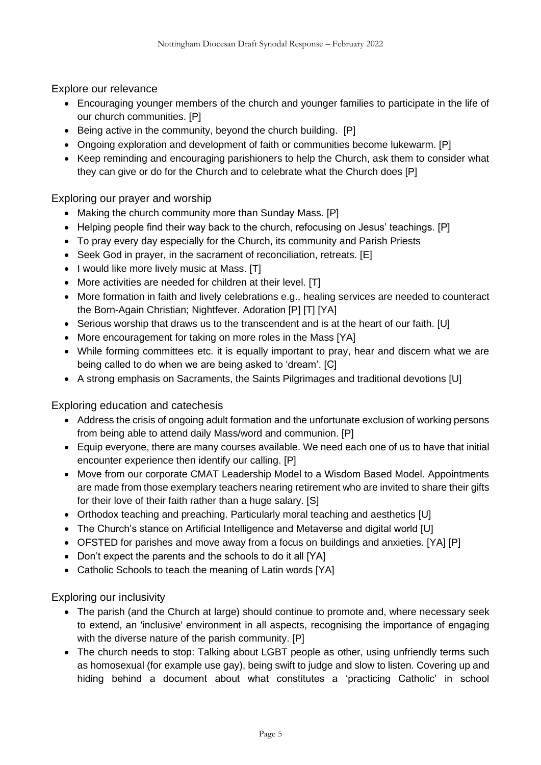## Explore our relevance

- Encouraging younger members of the church and younger families to participate in the life of our church communities. [P]
- Being active in the community, beyond the church building. [P]
- Ongoing exploration and development of faith or communities become lukewarm. [P]
- Keep reminding and encouraging parishioners to help the Church, ask them to consider what they can give or do for the Church and to celebrate what the Church does [P]

## Exploring our prayer and worship

- Making the church community more than Sunday Mass. [P]
- Helping people find their way back to the church, refocusing on Jesus' teachings. [P]
- To pray every day especially for the Church, its community and Parish Priests
- Seek God in prayer, in the sacrament of reconciliation, retreats. [E]
- I would like more lively music at Mass. [T]
- More activities are needed for children at their level. [T]
- More formation in faith and lively celebrations e.g., healing services are needed to counteract the Born-Again Christian; Nightfever. Adoration [P] [T] [YA]
- Serious worship that draws us to the transcendent and is at the heart of our faith. [U]
- More encouragement for taking on more roles in the Mass [YA]
- While forming committees etc. it is equally important to pray, hear and discern what we are being called to do when we are being asked to 'dream'. [C]
- A strong emphasis on Sacraments, the Saints Pilgrimages and traditional devotions [U]

## Exploring education and catechesis

- Address the crisis of ongoing adult formation and the unfortunate exclusion of working persons from being able to attend daily Mass/word and communion. [P]
- Equip everyone, there are many courses available. We need each one of us to have that initial encounter experience then identify our calling. [P]
- Move from our corporate CMAT Leadership Model to a Wisdom Based Model. Appointments are made from those exemplary teachers nearing retirement who are invited to share their gifts for their love of their faith rather than a huge salary. [S]
- Orthodox teaching and preaching. Particularly moral teaching and aesthetics [U]
- The Church's stance on Artificial Intelligence and Metaverse and digital world [U]
- OFSTED for parishes and move away from a focus on buildings and anxieties. [YA] [P]
- Don't expect the parents and the schools to do it all [YA]
- Catholic Schools to teach the meaning of Latin words [YA]

## Exploring our inclusivity

- The parish (and the Church at large) should continue to promote and, where necessary seek to extend, an 'inclusive' environment in all aspects, recognising the importance of engaging with the diverse nature of the parish community. [P]
- The church needs to stop: Talking about LGBT people as other, using unfriendly terms such as homosexual (for example use gay), being swift to judge and slow to listen. Covering up and hiding behind a document about what constitutes a 'practicing Catholic' in school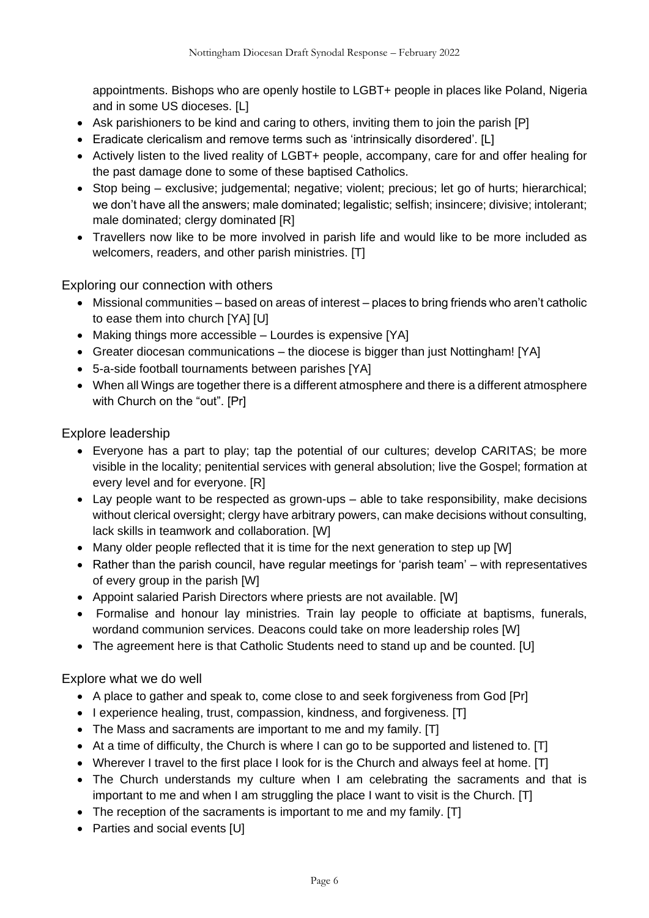appointments. Bishops who are openly hostile to LGBT+ people in places like Poland, Nigeria and in some US dioceses. [L]

- Ask parishioners to be kind and caring to others, inviting them to join the parish [P]
- Eradicate clericalism and remove terms such as 'intrinsically disordered'. [L]
- Actively listen to the lived reality of LGBT+ people, accompany, care for and offer healing for the past damage done to some of these baptised Catholics.
- Stop being – exclusive; judgemental; negative; violent; precious; let go of hurts; hierarchical; we don't have all the answers; male dominated; legalistic; selfish; insincere; divisive; intolerant; male dominated; clergy dominated [R]
- Travellers now like to be more involved in parish life and would like to be more included as welcomers, readers, and other parish ministries. [T]

### Exploring our connection with others

- Missional communities – based on areas of interest – places to bring friends who aren't catholic to ease them into church [YA] [U]
- Making things more accessible – Lourdes is expensive [YA]
- Greater diocesan communications – the diocese is bigger than just Nottingham! [YA]
- 5-a-side football tournaments between parishes [YA]
- When all Wings are together there is a different atmosphere and there is a different atmosphere with Church on the "out". [Pr]

### Explore leadership

- Everyone has a part to play; tap the potential of our cultures; develop CARITAS; be more visible in the locality; penitential services with general absolution; live the Gospel; formation at every level and for everyone. [R]
- Lay people want to be respected as grown-ups – able to take responsibility, make decisions without clerical oversight; clergy have arbitrary powers, can make decisions without consulting, lack skills in teamwork and collaboration. [W]
- Many older people reflected that it is time for the next generation to step up [W]
- Rather than the parish council, have regular meetings for 'parish team' – with representatives of every group in the parish [W]
- Appoint salaried Parish Directors where priests are not available. [W]
- Formalise and honour lay ministries. Train lay people to officiate at baptisms, funerals, wordand communion services. Deacons could take on more leadership roles [W]
- The agreement here is that Catholic Students need to stand up and be counted. [U]

### Explore what we do well

- A place to gather and speak to, come close to and seek forgiveness from God [Pr]
- I experience healing, trust, compassion, kindness, and forgiveness. [T]
- The Mass and sacraments are important to me and my family. [T]
- At a time of difficulty, the Church is where I can go to be supported and listened to. [T]
- Wherever I travel to the first place I look for is the Church and always feel at home. [T]
- The Church understands my culture when I am celebrating the sacraments and that is important to me and when I am struggling the place I want to visit is the Church. [T]
- The reception of the sacraments is important to me and my family. [T]
- Parties and social events [U]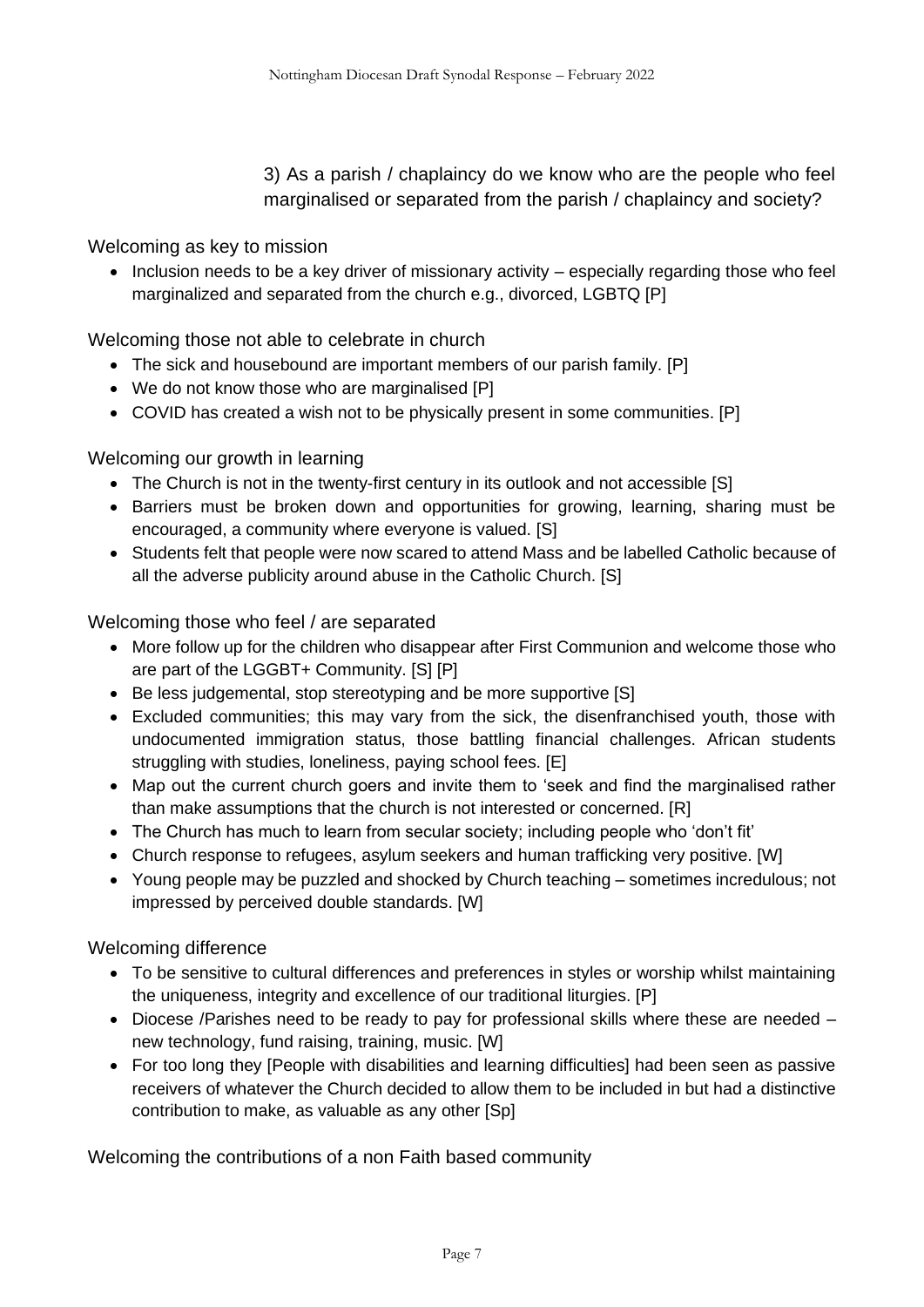3) As a parish / chaplaincy do we know who are the people who feel marginalised or separated from the parish / chaplaincy and society?

### Welcoming as key to mission

- Inclusion needs to be a key driver of missionary activity – especially regarding those who feel marginalized and separated from the church e.g., divorced, LGBTQ [P]

### Welcoming those not able to celebrate in church

- The sick and housebound are important members of our parish family. [P]
- We do not know those who are marginalised [P]
- COVID has created a wish not to be physically present in some communities. [P]

### Welcoming our growth in learning

- The Church is not in the twenty-first century in its outlook and not accessible [S]
- Barriers must be broken down and opportunities for growing, learning, sharing must be encouraged, a community where everyone is valued. [S]
- Students felt that people were now scared to attend Mass and be labelled Catholic because of all the adverse publicity around abuse in the Catholic Church. [S]

### Welcoming those who feel / are separated

- More follow up for the children who disappear after First Communion and welcome those who are part of the LGGBT+ Community. [S] [P]
- Be less judgemental, stop stereotyping and be more supportive [S]
- Excluded communities; this may vary from the sick, the disenfranchised youth, those with undocumented immigration status, those battling financial challenges. African students struggling with studies, loneliness, paying school fees. [E]
- Map out the current church goers and invite them to 'seek and find the marginalised rather than make assumptions that the church is not interested or concerned. [R]
- The Church has much to learn from secular society; including people who 'don't fit'
- Church response to refugees, asylum seekers and human trafficking very positive. [W]
- Young people may be puzzled and shocked by Church teaching – sometimes incredulous; not impressed by perceived double standards. [W]

### Welcoming difference

- To be sensitive to cultural differences and preferences in styles or worship whilst maintaining the uniqueness, integrity and excellence of our traditional liturgies. [P]
- Diocese /Parishes need to be ready to pay for professional skills where these are needed – new technology, fund raising, training, music. [W]
- For too long they [People with disabilities and learning difficulties] had been seen as passive receivers of whatever the Church decided to allow them to be included in but had a distinctive contribution to make, as valuable as any other [Sp]

### Welcoming the contributions of a non Faith based community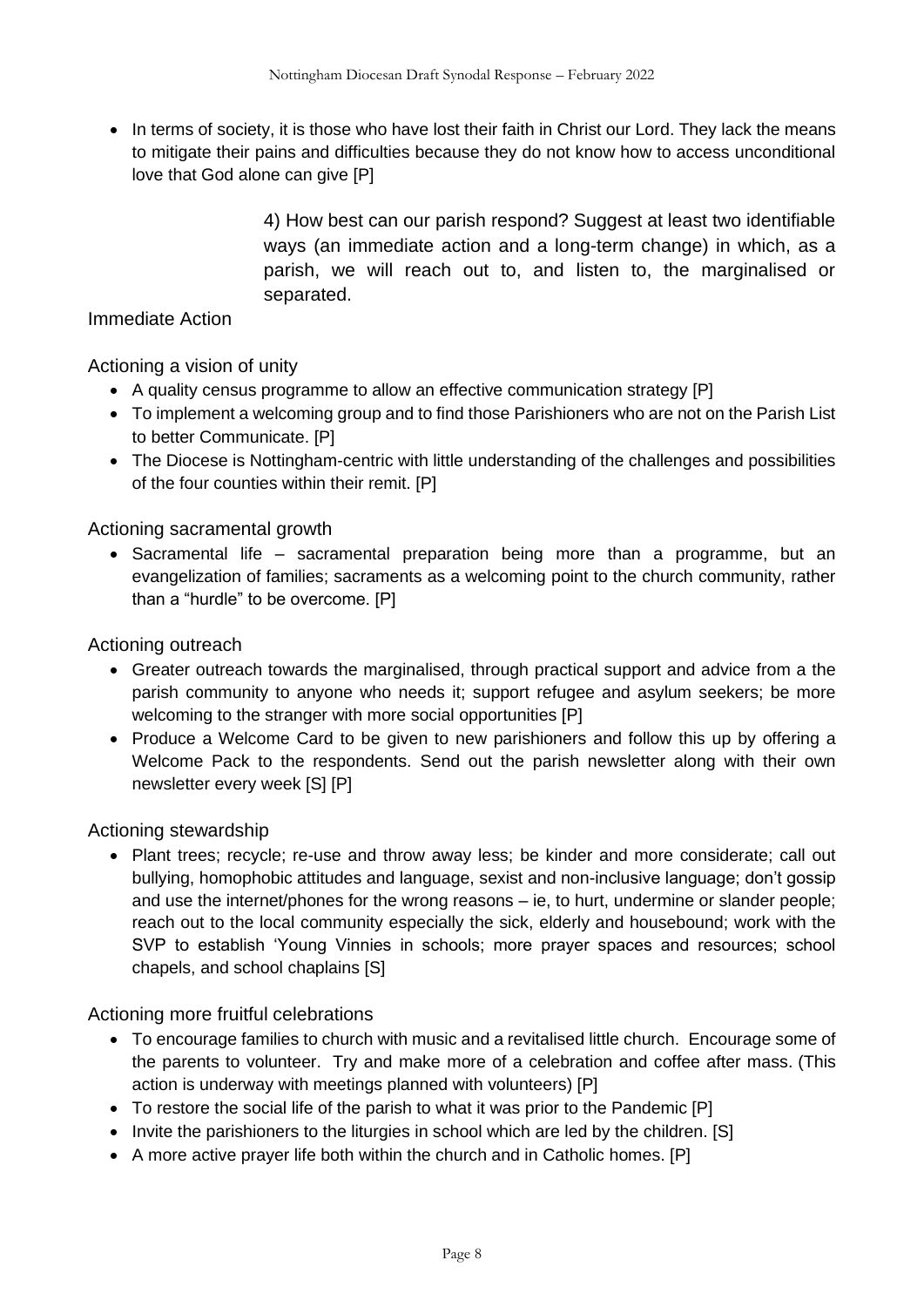- In terms of society, it is those who have lost their faith in Christ our Lord. They lack the means to mitigate their pains and difficulties because they do not know how to access unconditional love that God alone can give [P]

4) How best can our parish respond? Suggest at least two identifiable ways (an immediate action and a long-term change) in which, as a parish, we will reach out to, and listen to, the marginalised or separated.

## Immediate Action

### Actioning a vision of unity

- A quality census programme to allow an effective communication strategy [P]
- To implement a welcoming group and to find those Parishioners who are not on the Parish List to better Communicate. [P]
- The Diocese is Nottingham-centric with little understanding of the challenges and possibilities of the four counties within their remit. [P]

### Actioning sacramental growth

- Sacramental life – sacramental preparation being more than a programme, but an evangelization of families; sacraments as a welcoming point to the church community, rather than a "hurdle" to be overcome. [P]

### Actioning outreach

- Greater outreach towards the marginalised, through practical support and advice from a the parish community to anyone who needs it; support refugee and asylum seekers; be more welcoming to the stranger with more social opportunities [P]
- Produce a Welcome Card to be given to new parishioners and follow this up by offering a Welcome Pack to the respondents. Send out the parish newsletter along with their own newsletter every week [S] [P]

### Actioning stewardship

- Plant trees; recycle; re-use and throw away less; be kinder and more considerate; call out bullying, homophobic attitudes and language, sexist and non-inclusive language; don't gossip and use the internet/phones for the wrong reasons – ie, to hurt, undermine or slander people; reach out to the local community especially the sick, elderly and housebound; work with the SVP to establish 'Young Vinnies in schools; more prayer spaces and resources; school chapels, and school chaplains [S]

### Actioning more fruitful celebrations

- To encourage families to church with music and a revitalised little church. Encourage some of the parents to volunteer. Try and make more of a celebration and coffee after mass. (This action is underway with meetings planned with volunteers) [P]
- To restore the social life of the parish to what it was prior to the Pandemic [P]
- Invite the parishioners to the liturgies in school which are led by the children. [S]
- A more active prayer life both within the church and in Catholic homes. [P]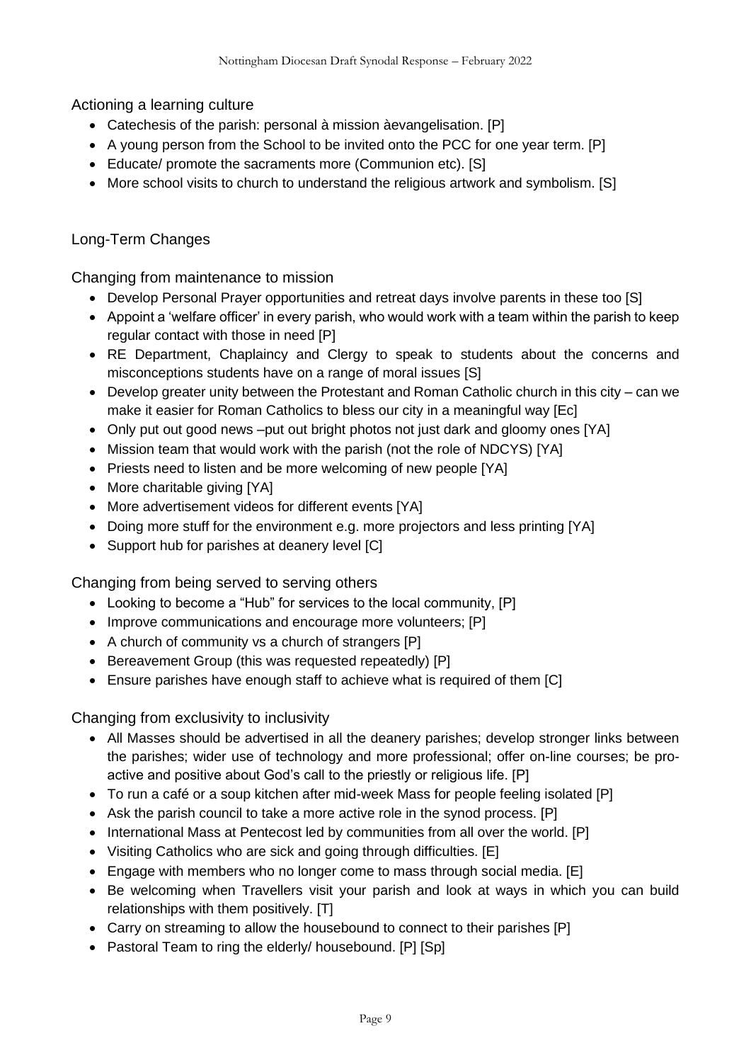### Actioning a learning culture

- Catechesis of the parish: personal à mission àevangelisation. [P]
- A young person from the School to be invited onto the PCC for one year term. [P]
- Educate/ promote the sacraments more (Communion etc). [S]
- More school visits to church to understand the religious artwork and symbolism. [S]

## Long-Term Changes

### Changing from maintenance to mission

- Develop Personal Prayer opportunities and retreat days involve parents in these too [S]
- Appoint a 'welfare officer' in every parish, who would work with a team within the parish to keep regular contact with those in need [P]
- RE Department, Chaplaincy and Clergy to speak to students about the concerns and misconceptions students have on a range of moral issues [S]
- Develop greater unity between the Protestant and Roman Catholic church in this city – can we make it easier for Roman Catholics to bless our city in a meaningful way [Ec]
- Only put out good news –put out bright photos not just dark and gloomy ones [YA]
- Mission team that would work with the parish (not the role of NDCYS) [YA]
- Priests need to listen and be more welcoming of new people [YA]
- More charitable giving [YA]
- More advertisement videos for different events [YA]
- Doing more stuff for the environment e.g. more projectors and less printing [YA]
- Support hub for parishes at deanery level [C]

### Changing from being served to serving others

- Looking to become a "Hub" for services to the local community, [P]
- Improve communications and encourage more volunteers; [P]
- A church of community vs a church of strangers [P]
- Bereavement Group (this was requested repeatedly) [P]
- Ensure parishes have enough staff to achieve what is required of them [C]

### Changing from exclusivity to inclusivity

- All Masses should be advertised in all the deanery parishes; develop stronger links between the parishes; wider use of technology and more professional; offer on-line courses; be pro-active and positive about God's call to the priestly or religious life. [P]
- To run a café or a soup kitchen after mid-week Mass for people feeling isolated [P]
- Ask the parish council to take a more active role in the synod process. [P]
- International Mass at Pentecost led by communities from all over the world. [P]
- Visiting Catholics who are sick and going through difficulties. [E]
- Engage with members who no longer come to mass through social media. [E]
- Be welcoming when Travellers visit your parish and look at ways in which you can build relationships with them positively. [T]
- Carry on streaming to allow the housebound to connect to their parishes [P]
- Pastoral Team to ring the elderly/ housebound. [P] [Sp]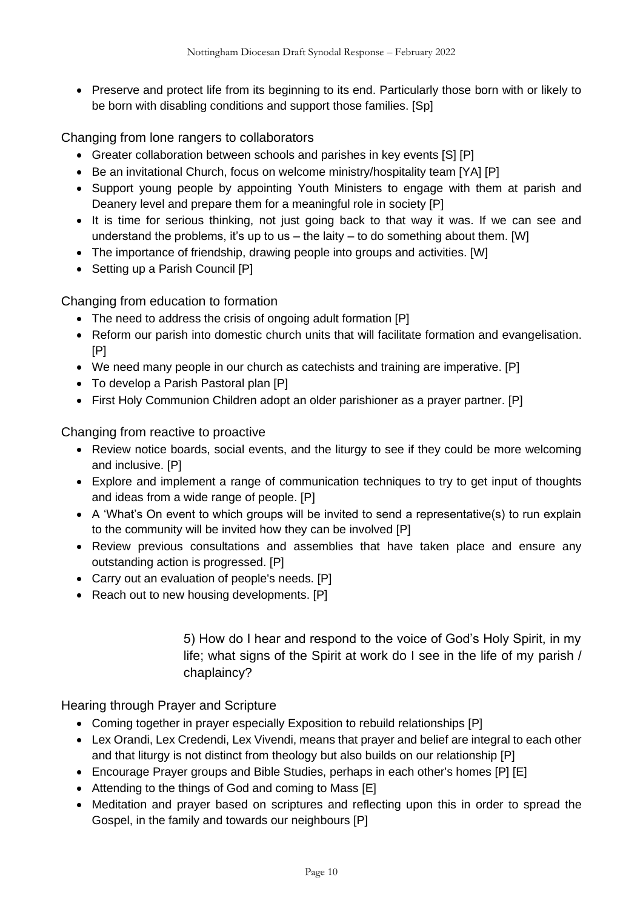- Preserve and protect life from its beginning to its end. Particularly those born with or likely to be born with disabling conditions and support those families. [Sp]

### Changing from lone rangers to collaborators

- Greater collaboration between schools and parishes in key events [S] [P]
- Be an invitational Church, focus on welcome ministry/hospitality team [YA] [P]
- Support young people by appointing Youth Ministers to engage with them at parish and Deanery level and prepare them for a meaningful role in society [P]
- It is time for serious thinking, not just going back to that way it was. If we can see and understand the problems, it's up to us – the laity – to do something about them. [W]
- The importance of friendship, drawing people into groups and activities. [W]
- Setting up a Parish Council [P]

### Changing from education to formation

- The need to address the crisis of ongoing adult formation [P]
- Reform our parish into domestic church units that will facilitate formation and evangelisation. [P]
- We need many people in our church as catechists and training are imperative. [P]
- To develop a Parish Pastoral plan [P]
- First Holy Communion Children adopt an older parishioner as a prayer partner. [P]

### Changing from reactive to proactive

- Review notice boards, social events, and the liturgy to see if they could be more welcoming and inclusive. [P]
- Explore and implement a range of communication techniques to try to get input of thoughts and ideas from a wide range of people. [P]
- A 'What's On event to which groups will be invited to send a representative(s) to run explain to the community will be invited how they can be involved [P]
- Review previous consultations and assemblies that have taken place and ensure any outstanding action is progressed. [P]
- Carry out an evaluation of people's needs. [P]
- Reach out to new housing developments. [P]

## 5) How do I hear and respond to the voice of God's Holy Spirit, in my life; what signs of the Spirit at work do I see in the life of my parish / chaplaincy?

### Hearing through Prayer and Scripture

- Coming together in prayer especially Exposition to rebuild relationships [P]
- Lex Orandi, Lex Credendi, Lex Vivendi, means that prayer and belief are integral to each other and that liturgy is not distinct from theology but also builds on our relationship [P]
- Encourage Prayer groups and Bible Studies, perhaps in each other's homes [P] [E]
- Attending to the things of God and coming to Mass [E]
- Meditation and prayer based on scriptures and reflecting upon this in order to spread the Gospel, in the family and towards our neighbours [P]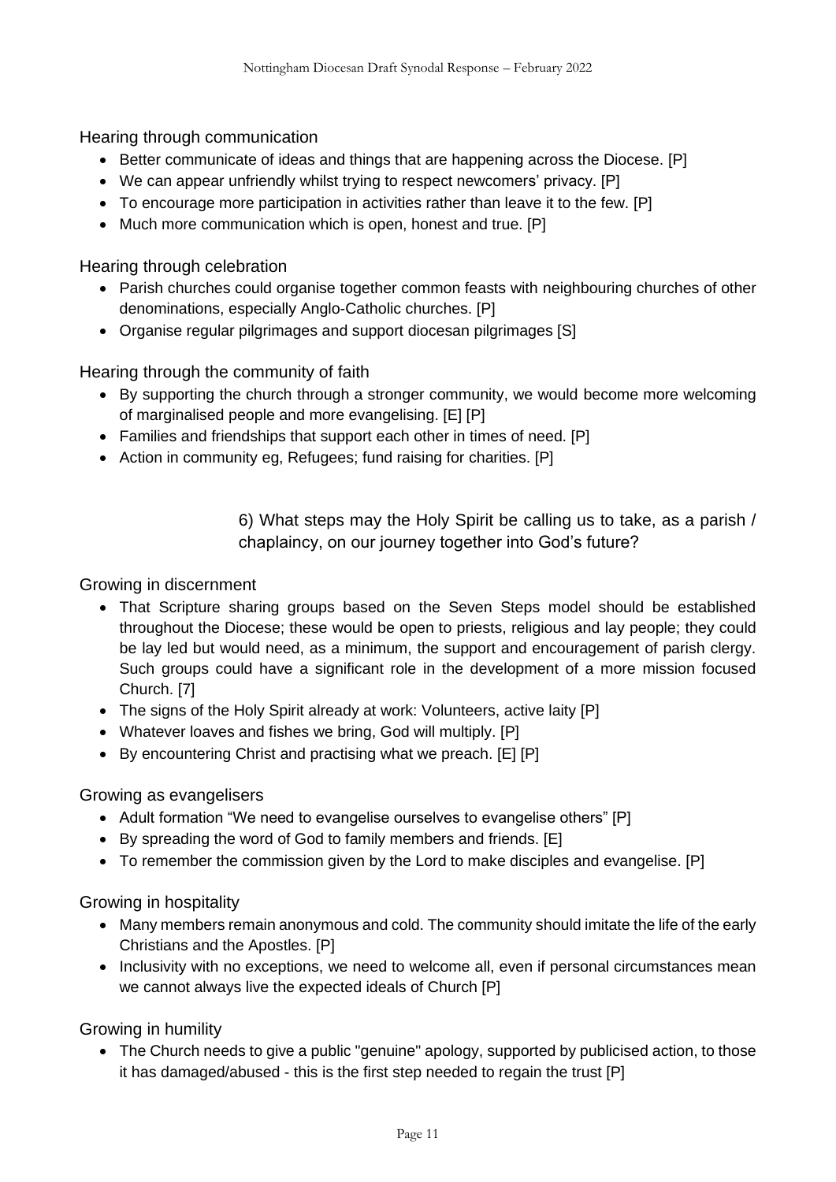### Hearing through communication

- Better communicate of ideas and things that are happening across the Diocese. [P]
- We can appear unfriendly whilst trying to respect newcomers' privacy. [P]
- To encourage more participation in activities rather than leave it to the few. [P]
- Much more communication which is open, honest and true. [P]

### Hearing through celebration

- Parish churches could organise together common feasts with neighbouring churches of other denominations, especially Anglo-Catholic churches. [P]
- Organise regular pilgrimages and support diocesan pilgrimages [S]

### Hearing through the community of faith

- By supporting the church through a stronger community, we would become more welcoming of marginalised people and more evangelising. [E] [P]
- Families and friendships that support each other in times of need. [P]
- Action in community eg, Refugees; fund raising for charities. [P]

## 6) What steps may the Holy Spirit be calling us to take, as a parish / chaplaincy, on our journey together into God's future?

### Growing in discernment

- That Scripture sharing groups based on the Seven Steps model should be established throughout the Diocese; these would be open to priests, religious and lay people; they could be lay led but would need, as a minimum, the support and encouragement of parish clergy. Such groups could have a significant role in the development of a more mission focused Church. [7]
- The signs of the Holy Spirit already at work: Volunteers, active laity [P]
- Whatever loaves and fishes we bring, God will multiply. [P]
- By encountering Christ and practising what we preach. [E] [P]

### Growing as evangelisers

- Adult formation "We need to evangelise ourselves to evangelise others" [P]
- By spreading the word of God to family members and friends. [E]
- To remember the commission given by the Lord to make disciples and evangelise. [P]

### Growing in hospitality

- Many members remain anonymous and cold. The community should imitate the life of the early Christians and the Apostles. [P]
- Inclusivity with no exceptions, we need to welcome all, even if personal circumstances mean we cannot always live the expected ideals of Church [P]

### Growing in humility

- The Church needs to give a public "genuine" apology, supported by publicised action, to those it has damaged/abused - this is the first step needed to regain the trust [P]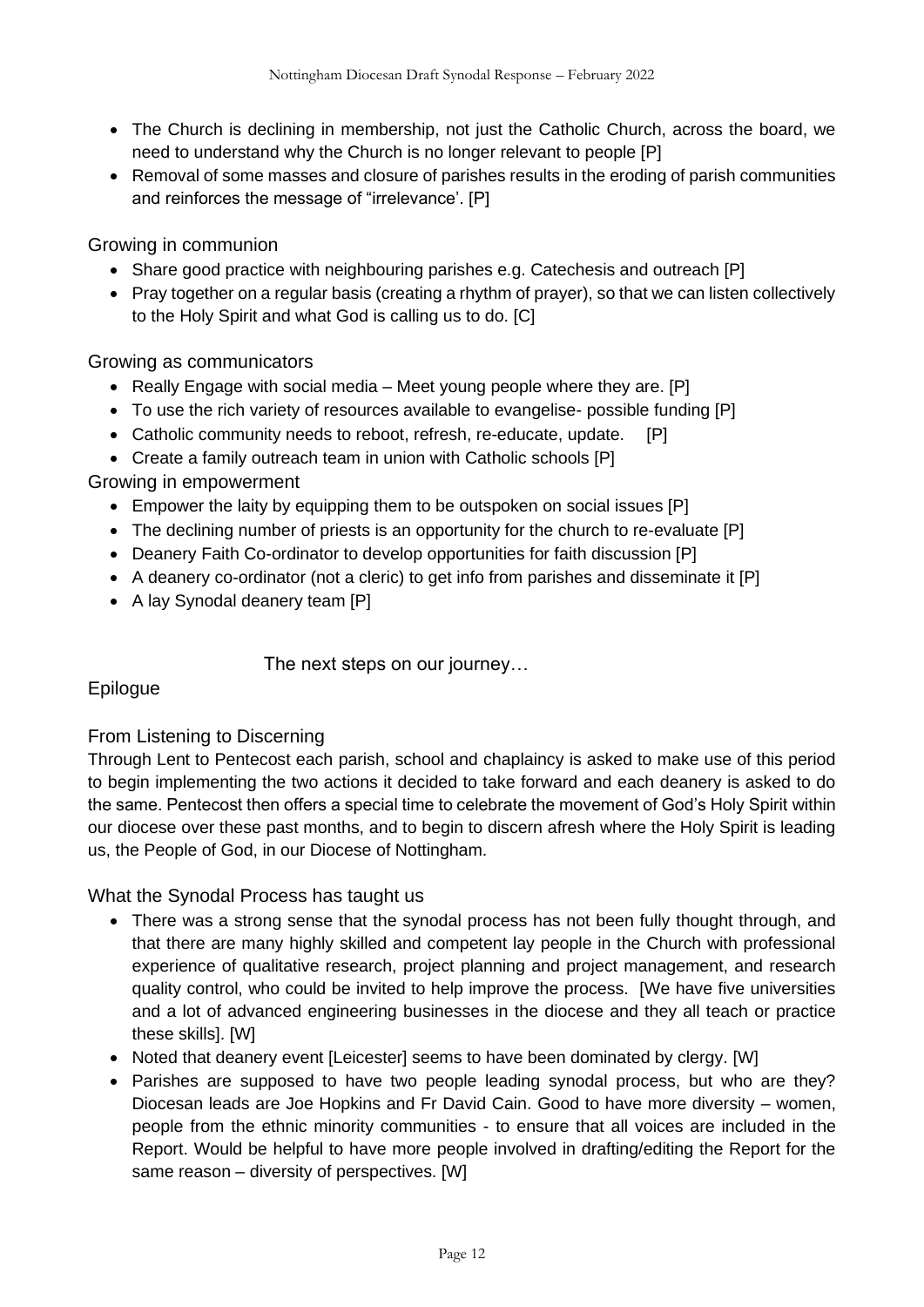- The Church is declining in membership, not just the Catholic Church, across the board, we need to understand why the Church is no longer relevant to people [P]
- Removal of some masses and closure of parishes results in the eroding of parish communities and reinforces the message of "irrelevance'. [P]

### Growing in communion

- Share good practice with neighbouring parishes e.g. Catechesis and outreach [P]
- Pray together on a regular basis (creating a rhythm of prayer), so that we can listen collectively to the Holy Spirit and what God is calling us to do. [C]

### Growing as communicators

- Really Engage with social media – Meet young people where they are. [P]
- To use the rich variety of resources available to evangelise- possible funding [P]
- Catholic community needs to reboot, refresh, re-educate, update. [P]
- Create a family outreach team in union with Catholic schools [P]

### Growing in empowerment

- Empower the laity by equipping them to be outspoken on social issues [P]
- The declining number of priests is an opportunity for the church to re-evaluate [P]
- Deanery Faith Co-ordinator to develop opportunities for faith discussion [P]
- A deanery co-ordinator (not a cleric) to get info from parishes and disseminate it [P]
- A lay Synodal deanery team [P]

## The next steps on our journey…

## Epilogue

### From Listening to Discerning

Through Lent to Pentecost each parish, school and chaplaincy is asked to make use of this period to begin implementing the two actions it decided to take forward and each deanery is asked to do the same. Pentecost then offers a special time to celebrate the movement of God's Holy Spirit within our diocese over these past months, and to begin to discern afresh where the Holy Spirit is leading us, the People of God, in our Diocese of Nottingham.

### What the Synodal Process has taught us

- There was a strong sense that the synodal process has not been fully thought through, and that there are many highly skilled and competent lay people in the Church with professional experience of qualitative research, project planning and project management, and research quality control, who could be invited to help improve the process. [We have five universities and a lot of advanced engineering businesses in the diocese and they all teach or practice these skills]. [W]
- Noted that deanery event [Leicester] seems to have been dominated by clergy. [W]
- Parishes are supposed to have two people leading synodal process, but who are they? Diocesan leads are Joe Hopkins and Fr David Cain. Good to have more diversity – women, people from the ethnic minority communities - to ensure that all voices are included in the Report. Would be helpful to have more people involved in drafting/editing the Report for the same reason – diversity of perspectives. [W]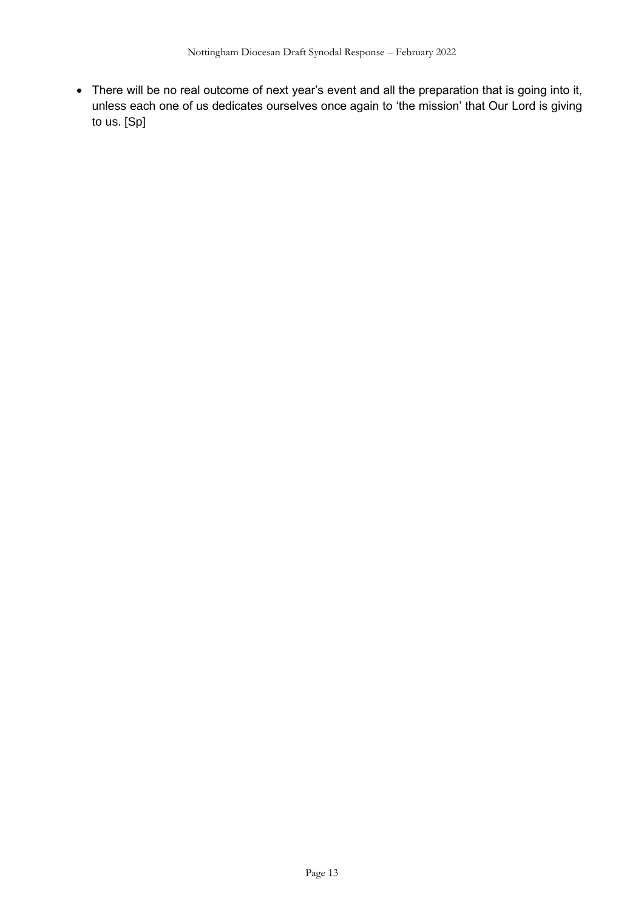- There will be no real outcome of next year's event and all the preparation that is going into it, unless each one of us dedicates ourselves once again to 'the mission' that Our Lord is giving to us. [Sp]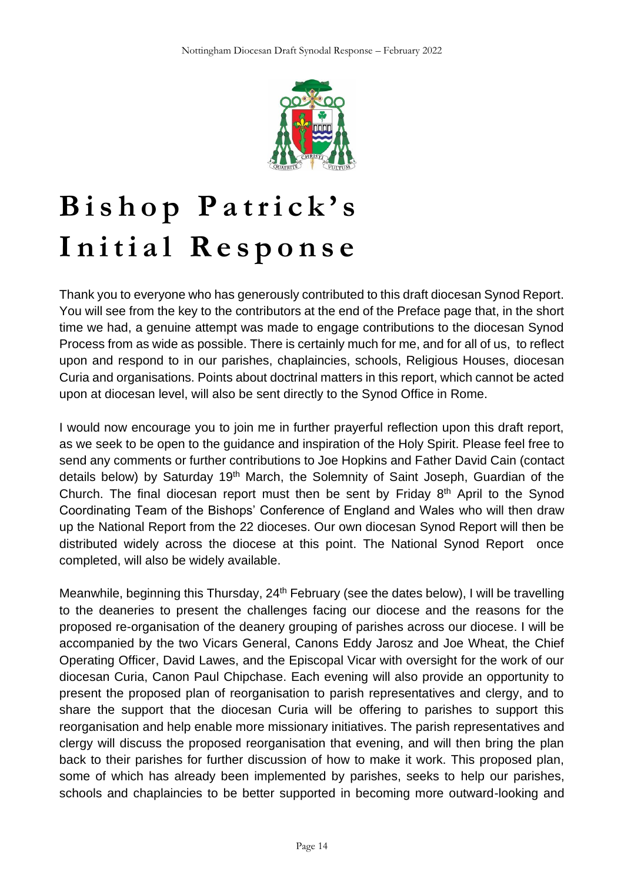# Bishop Patrick's Initial Response

Thank you to everyone who has generously contributed to this draft diocesan Synod Report. You will see from the key to the contributors at the end of the Preface page that, in the short time we had, a genuine attempt was made to engage contributions to the diocesan Synod Process from as wide as possible. There is certainly much for me, and for all of us, to reflect upon and respond to in our parishes, chaplaincies, schools, Religious Houses, diocesan Curia and organisations. Points about doctrinal matters in this report, which cannot be acted upon at diocesan level, will also be sent directly to the Synod Office in Rome.

I would now encourage you to join me in further prayerful reflection upon this draft report, as we seek to be open to the guidance and inspiration of the Holy Spirit. Please feel free to send any comments or further contributions to Joe Hopkins and Father David Cain (contact details below) by Saturday 19th March, the Solemnity of Saint Joseph, Guardian of the Church. The final diocesan report must then be sent by Friday 8th April to the Synod Coordinating Team of the Bishops' Conference of England and Wales who will then draw up the National Report from the 22 dioceses. Our own diocesan Synod Report will then be distributed widely across the diocese at this point. The National Synod Report once completed, will also be widely available.

Meanwhile, beginning this Thursday, 24th February (see the dates below), I will be travelling to the deaneries to present the challenges facing our diocese and the reasons for the proposed re-organisation of the deanery grouping of parishes across our diocese. I will be accompanied by the two Vicars General, Canons Eddy Jarosz and Joe Wheat, the Chief Operating Officer, David Lawes, and the Episcopal Vicar with oversight for the work of our diocesan Curia, Canon Paul Chipchase. Each evening will also provide an opportunity to present the proposed plan of reorganisation to parish representatives and clergy, and to share the support that the diocesan Curia will be offering to parishes to support this reorganisation and help enable more missionary initiatives. The parish representatives and clergy will discuss the proposed reorganisation that evening, and will then bring the plan back to their parishes for further discussion of how to make it work. This proposed plan, some of which has already been implemented by parishes, seeks to help our parishes, schools and chaplaincies to be better supported in becoming more outward-looking and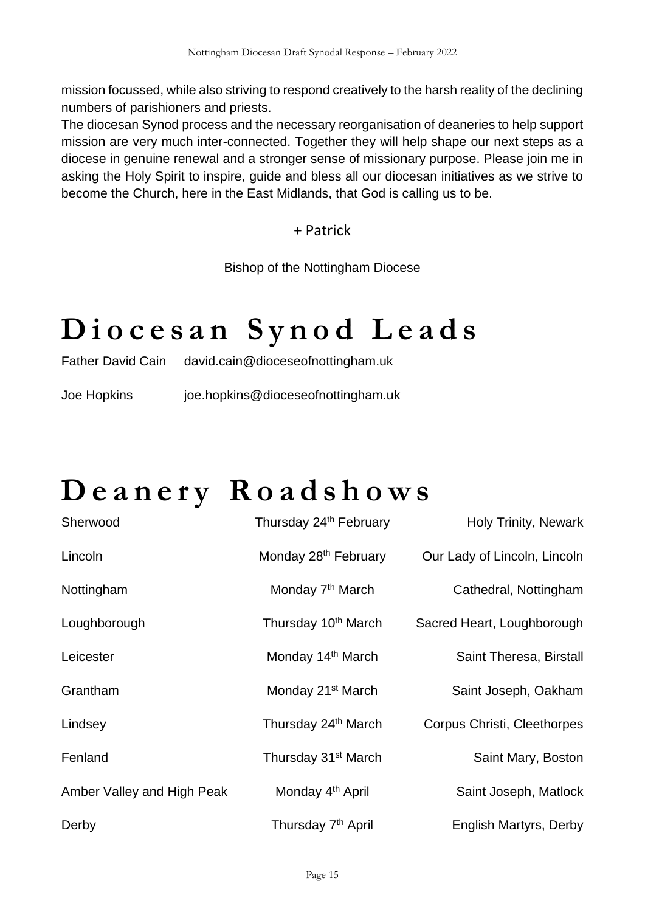mission focussed, while also striving to respond creatively to the harsh reality of the declining numbers of parishioners and priests.

The diocesan Synod process and the necessary reorganisation of deaneries to help support mission are very much inter-connected. Together they will help shape our next steps as a diocese in genuine renewal and a stronger sense of missionary purpose. Please join me in asking the Holy Spirit to inspire, guide and bless all our diocesan initiatives as we strive to become the Church, here in the East Midlands, that God is calling us to be.

+ Patrick

Bishop of the Nottingham Diocese

# Diocesan Synod Leads

| | |
|---|---|
| Father David Cain | david.cain@dioceseofnottingham.uk |
| Joe Hopkins | joe.hopkins@dioceseofnottingham.uk |

# Deanery Roadshows

| | | |
|---|---|---|
| Sherwood | Thursday 24th February | Holy Trinity, Newark |
| Lincoln | Monday 28th February | Our Lady of Lincoln, Lincoln |
| Nottingham | Monday 7th March | Cathedral, Nottingham |
| Loughborough | Thursday 10th March | Sacred Heart, Loughborough |
| Leicester | Monday 14th March | Saint Theresa, Birstall |
| Grantham | Monday 21st March | Saint Joseph, Oakham |
| Lindsey | Thursday 24th March | Corpus Christi, Cleethorpes |
| Fenland | Thursday 31st March | Saint Mary, Boston |
| Amber Valley and High Peak | Monday 4th April | Saint Joseph, Matlock |
| Derby | Thursday 7th April | English Martyrs, Derby |